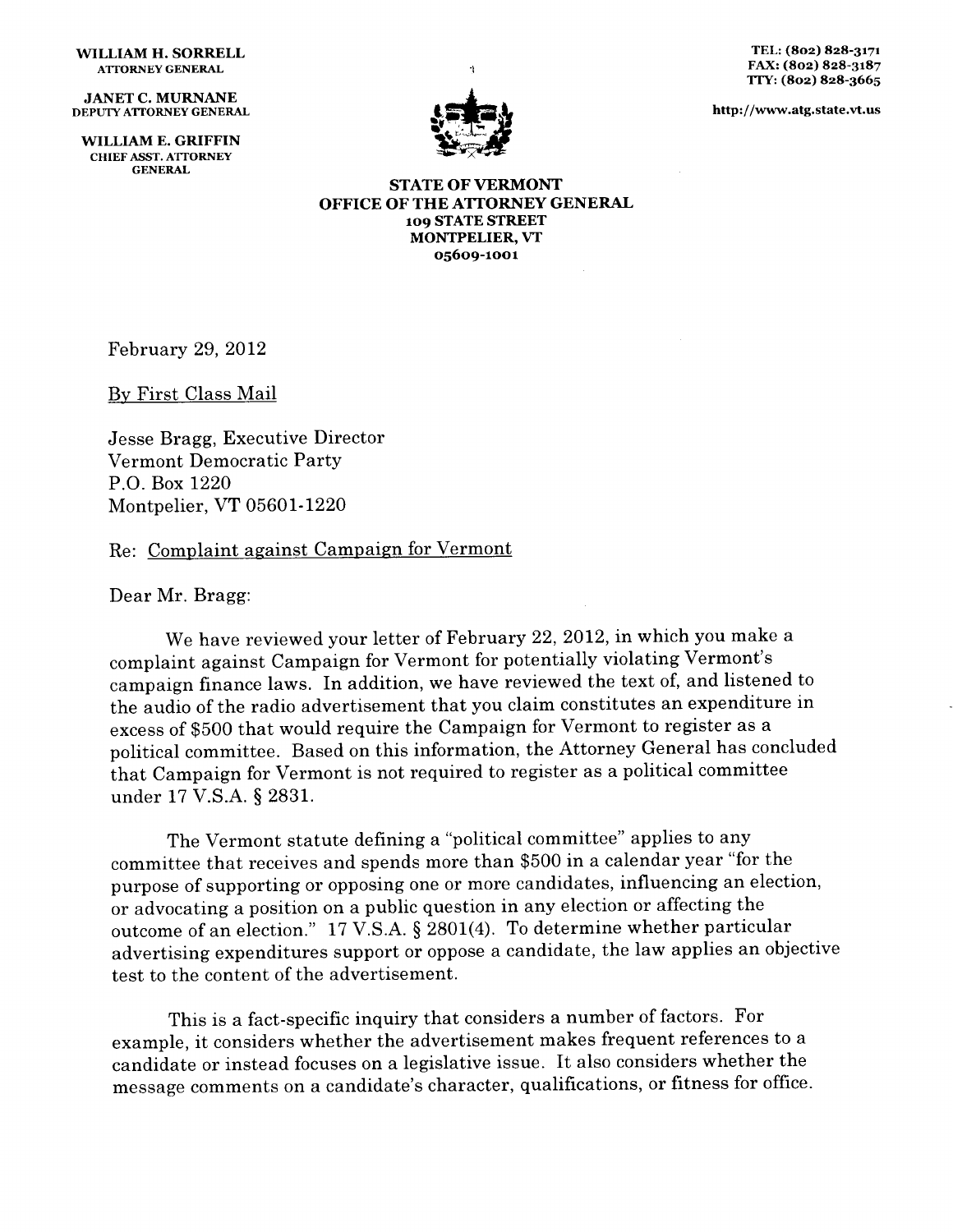**WILLIAM H. SORRELL**
ATTORNEY GENERAL

**JANET C. MURNANE**
DEPUTY ATTORNEY GENERAL

**WILLIAM E. GRIFFIN**
CHIEF ASST. ATTORNEY GENERAL

TEL: (802) 828-3171
FAX: (802) 828-3187
TTY: (802) 828-3665

http://www.atg.state.vt.us

**STATE OF VERMONT**
**OFFICE OF THE ATTORNEY GENERAL**
**109 STATE STREET**
**MONTPELIER, VT**
**05609-1001**

February 29, 2012

By First Class Mail

Jesse Bragg, Executive Director
Vermont Democratic Party
P.O. Box 1220
Montpelier, VT 05601-1220

Re: Complaint against Campaign for Vermont

Dear Mr. Bragg:

We have reviewed your letter of February 22, 2012, in which you make a complaint against Campaign for Vermont for potentially violating Vermont's campaign finance laws. In addition, we have reviewed the text of, and listened to the audio of the radio advertisement that you claim constitutes an expenditure in excess of $500 that would require the Campaign for Vermont to register as a political committee. Based on this information, the Attorney General has concluded that Campaign for Vermont is not required to register as a political committee under 17 V.S.A. § 2831.

The Vermont statute defining a "political committee" applies to any committee that receives and spends more than $500 in a calendar year "for the purpose of supporting or opposing one or more candidates, influencing an election, or advocating a position on a public question in any election or affecting the outcome of an election." 17 V.S.A. § 2801(4). To determine whether particular advertising expenditures support or oppose a candidate, the law applies an objective test to the content of the advertisement.

This is a fact-specific inquiry that considers a number of factors. For example, it considers whether the advertisement makes frequent references to a candidate or instead focuses on a legislative issue. It also considers whether the message comments on a candidate's character, qualifications, or fitness for office.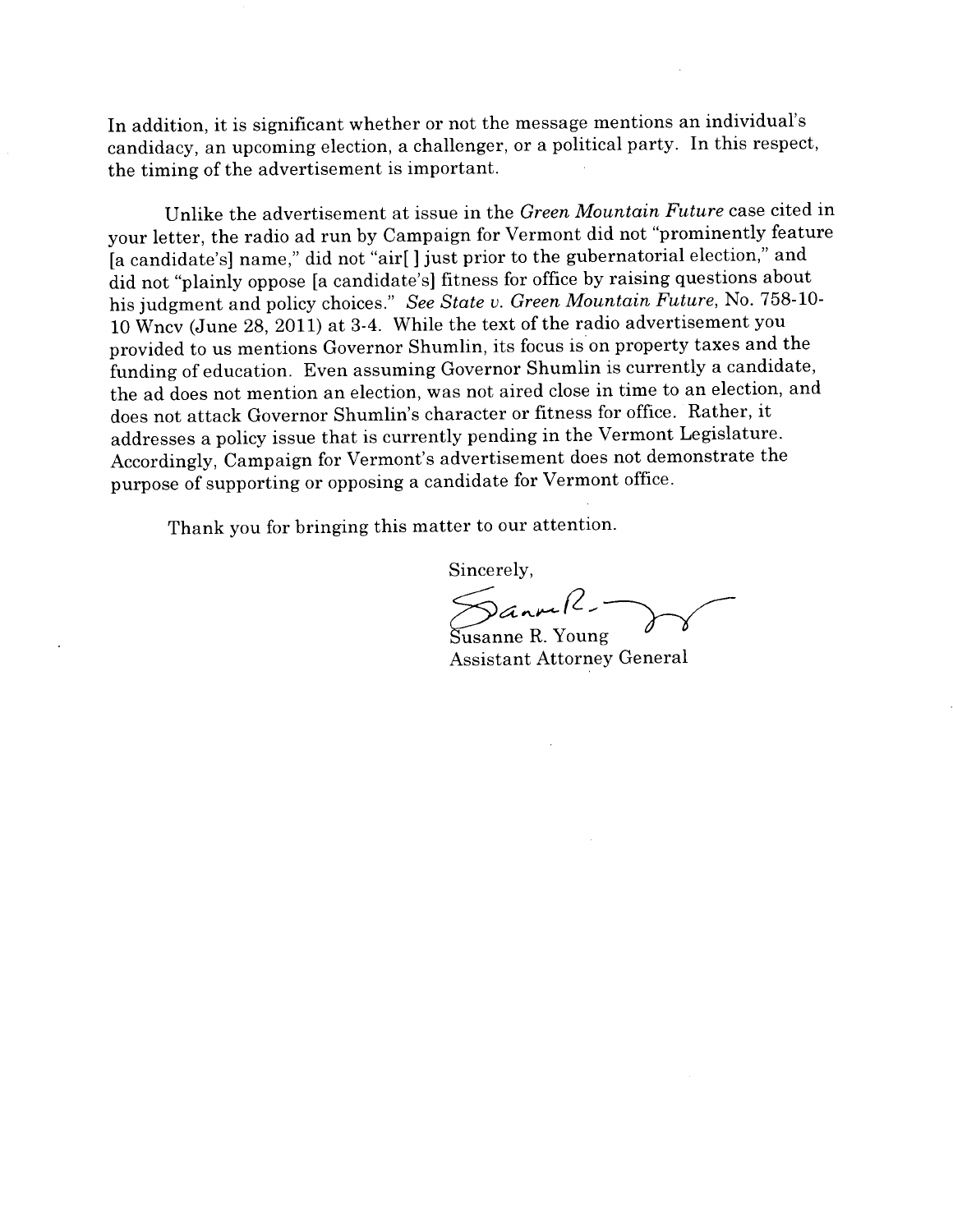In addition, it is significant whether or not the message mentions an individual's candidacy, an upcoming election, a challenger, or a political party. In this respect, the timing of the advertisement is important.

Unlike the advertisement at issue in the *Green Mountain Future* case cited in your letter, the radio ad run by Campaign for Vermont did not "prominently feature [a candidate's] name," did not "air[ ] just prior to the gubernatorial election," and did not "plainly oppose [a candidate's] fitness for office by raising questions about his judgment and policy choices." *See State v. Green Mountain Future*, No. 758-10-10 Wncv (June 28, 2011) at 3-4. While the text of the radio advertisement you provided to us mentions Governor Shumlin, its focus is on property taxes and the funding of education. Even assuming Governor Shumlin is currently a candidate, the ad does not mention an election, was not aired close in time to an election, and does not attack Governor Shumlin's character or fitness for office. Rather, it addresses a policy issue that is currently pending in the Vermont Legislature. Accordingly, Campaign for Vermont's advertisement does not demonstrate the purpose of supporting or opposing a candidate for Vermont office.

Thank you for bringing this matter to our attention.

Sincerely,

Susanne R. Young
Assistant Attorney General